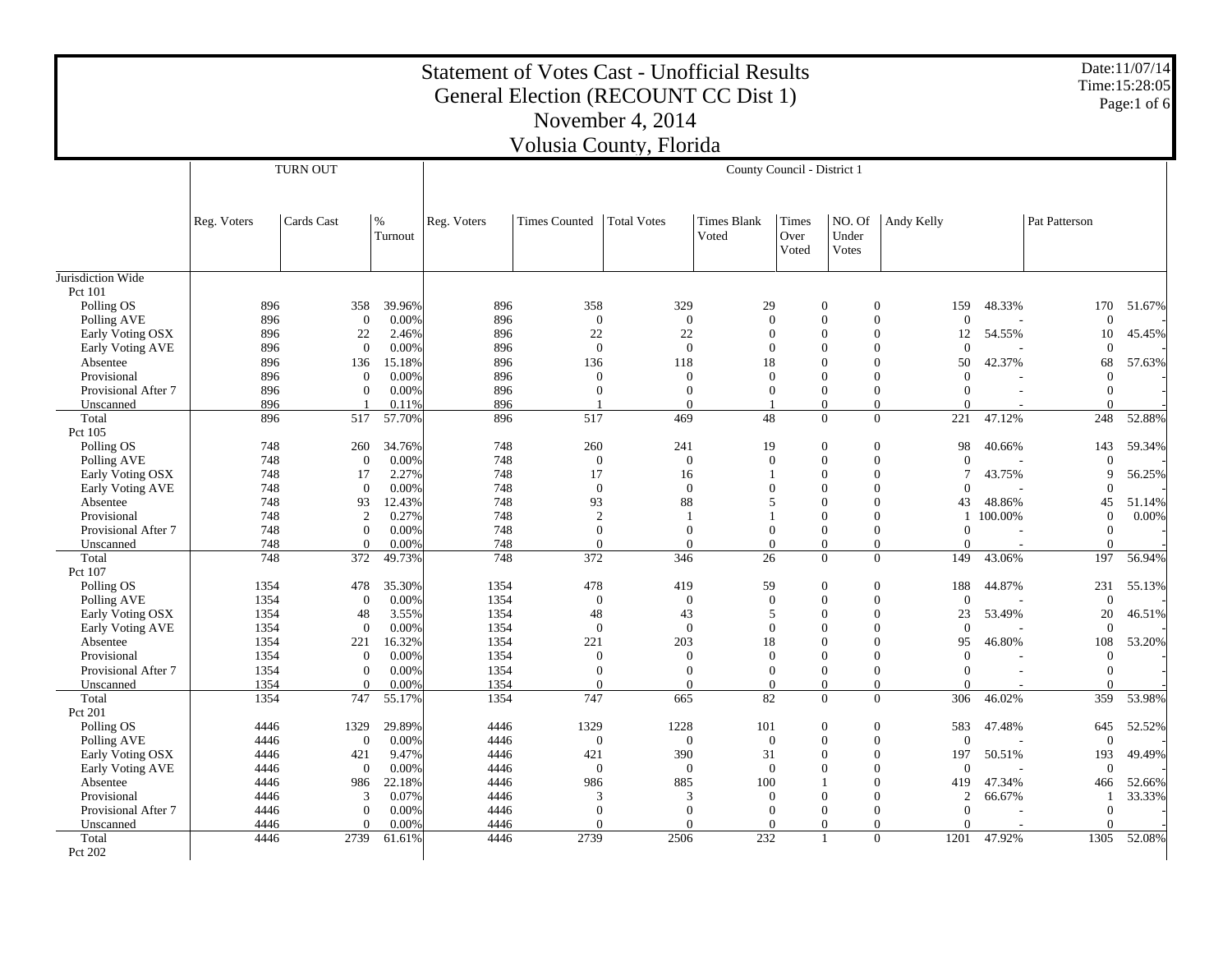# Statement of Votes Cast - Unofficial Results
## General Election (RECOUNT CC Dist 1)
## November 4, 2014
## Volusia County, Florida

Date:11/07/14
Time:15:28:05

| | TURN OUT | | | County Council - District 1 | | | | | | | | | |
|---|---|---|---|---|---|---|---|---|---|---|---|---|---|
| | Reg. Voters | Cards Cast | % Turnout | Reg. Voters | Times Counted | Total Votes | Times Blank Voted | Times Over Voted | NO. Of Under Votes | Andy Kelly | | Pat Patterson | |
| Jurisdiction Wide | | | | | | | | | | | | | |
| Pct 101 | | | | | | | | | | | | | |
| Polling OS | 896 | 358 | 39.96% | 896 | 358 | 329 | 29 | 0 | 0 | 159 | 48.33% | 170 | 51.67% |
| Polling AVE | 896 | 0 | 0.00% | 896 | 0 | 0 | 0 | 0 | 0 | 0 | - | 0 | - |
| Early Voting OSX | 896 | 22 | 2.46% | 896 | 22 | 22 | 0 | 0 | 0 | 12 | 54.55% | 10 | 45.45% |
| Early Voting AVE | 896 | 0 | 0.00% | 896 | 0 | 0 | 0 | 0 | 0 | 0 | - | 0 | - |
| Absentee | 896 | 136 | 15.18% | 896 | 136 | 118 | 18 | 0 | 0 | 50 | 42.37% | 68 | 57.63% |
| Provisional | 896 | 0 | 0.00% | 896 | 0 | 0 | 0 | 0 | 0 | 0 | - | 0 | - |
| Provisional After 7 | 896 | 0 | 0.00% | 896 | 0 | 0 | 0 | 0 | 0 | 0 | - | 0 | - |
| Unscanned | 896 | 1 | 0.11% | 896 | 1 | 0 | 1 | 0 | 0 | 0 | - | 0 | - |
| Total | 896 | 517 | 57.70% | 896 | 517 | 469 | 48 | 0 | 0 | 221 | 47.12% | 248 | 52.88% |
| Pct 105 | | | | | | | | | | | | | |
| Polling OS | 748 | 260 | 34.76% | 748 | 260 | 241 | 19 | 0 | 0 | 98 | 40.66% | 143 | 59.34% |
| Polling AVE | 748 | 0 | 0.00% | 748 | 0 | 0 | 0 | 0 | 0 | 0 | - | 0 | - |
| Early Voting OSX | 748 | 17 | 2.27% | 748 | 17 | 16 | 1 | 0 | 0 | 7 | 43.75% | 9 | 56.25% |
| Early Voting AVE | 748 | 0 | 0.00% | 748 | 0 | 0 | 0 | 0 | 0 | 0 | - | 0 | - |
| Absentee | 748 | 93 | 12.43% | 748 | 93 | 88 | 5 | 0 | 0 | 43 | 48.86% | 45 | 51.14% |
| Provisional | 748 | 2 | 0.27% | 748 | 2 | 1 | 1 | 0 | 0 | 1 | 100.00% | 0 | 0.00% |
| Provisional After 7 | 748 | 0 | 0.00% | 748 | 0 | 0 | 0 | 0 | 0 | 0 | - | 0 | - |
| Unscanned | 748 | 0 | 0.00% | 748 | 0 | 0 | 0 | 0 | 0 | 0 | - | 0 | - |
| Total | 748 | 372 | 49.73% | 748 | 372 | 346 | 26 | 0 | 0 | 149 | 43.06% | 197 | 56.94% |
| Pct 107 | | | | | | | | | | | | | |
| Polling OS | 1354 | 478 | 35.30% | 1354 | 478 | 419 | 59 | 0 | 0 | 188 | 44.87% | 231 | 55.13% |
| Polling AVE | 1354 | 0 | 0.00% | 1354 | 0 | 0 | 0 | 0 | 0 | 0 | - | 0 | - |
| Early Voting OSX | 1354 | 48 | 3.55% | 1354 | 48 | 43 | 5 | 0 | 0 | 23 | 53.49% | 20 | 46.51% |
| Early Voting AVE | 1354 | 0 | 0.00% | 1354 | 0 | 0 | 0 | 0 | 0 | 0 | - | 0 | - |
| Absentee | 1354 | 221 | 16.32% | 1354 | 221 | 203 | 18 | 0 | 0 | 95 | 46.80% | 108 | 53.20% |
| Provisional | 1354 | 0 | 0.00% | 1354 | 0 | 0 | 0 | 0 | 0 | 0 | - | 0 | - |
| Provisional After 7 | 1354 | 0 | 0.00% | 1354 | 0 | 0 | 0 | 0 | 0 | 0 | - | 0 | - |
| Unscanned | 1354 | 0 | 0.00% | 1354 | 0 | 0 | 0 | 0 | 0 | 0 | - | 0 | - |
| Total | 1354 | 747 | 55.17% | 1354 | 747 | 665 | 82 | 0 | 0 | 306 | 46.02% | 359 | 53.98% |
| Pct 201 | | | | | | | | | | | | | |
| Polling OS | 4446 | 1329 | 29.89% | 4446 | 1329 | 1228 | 101 | 0 | 0 | 583 | 47.48% | 645 | 52.52% |
| Polling AVE | 4446 | 0 | 0.00% | 4446 | 0 | 0 | 0 | 0 | 0 | 0 | - | 0 | - |
| Early Voting OSX | 4446 | 421 | 9.47% | 4446 | 421 | 390 | 31 | 0 | 0 | 197 | 50.51% | 193 | 49.49% |
| Early Voting AVE | 4446 | 0 | 0.00% | 4446 | 0 | 0 | 0 | 0 | 0 | 0 | - | 0 | - |
| Absentee | 4446 | 986 | 22.18% | 4446 | 986 | 885 | 100 | 1 | 0 | 419 | 47.34% | 466 | 52.66% |
| Provisional | 4446 | 3 | 0.07% | 4446 | 3 | 3 | 0 | 0 | 0 | 2 | 66.67% | 1 | 33.33% |
| Provisional After 7 | 4446 | 0 | 0.00% | 4446 | 0 | 0 | 0 | 0 | 0 | 0 | - | 0 | - |
| Unscanned | 4446 | 0 | 0.00% | 4446 | 0 | 0 | 0 | 0 | 0 | 0 | - | 0 | - |
| Total | 4446 | 2739 | 61.61% | 4446 | 2739 | 2506 | 232 | 1 | 0 | 1201 | 47.92% | 1305 | 52.08% |
| Pct 202 | | | | | | | | | | | | | |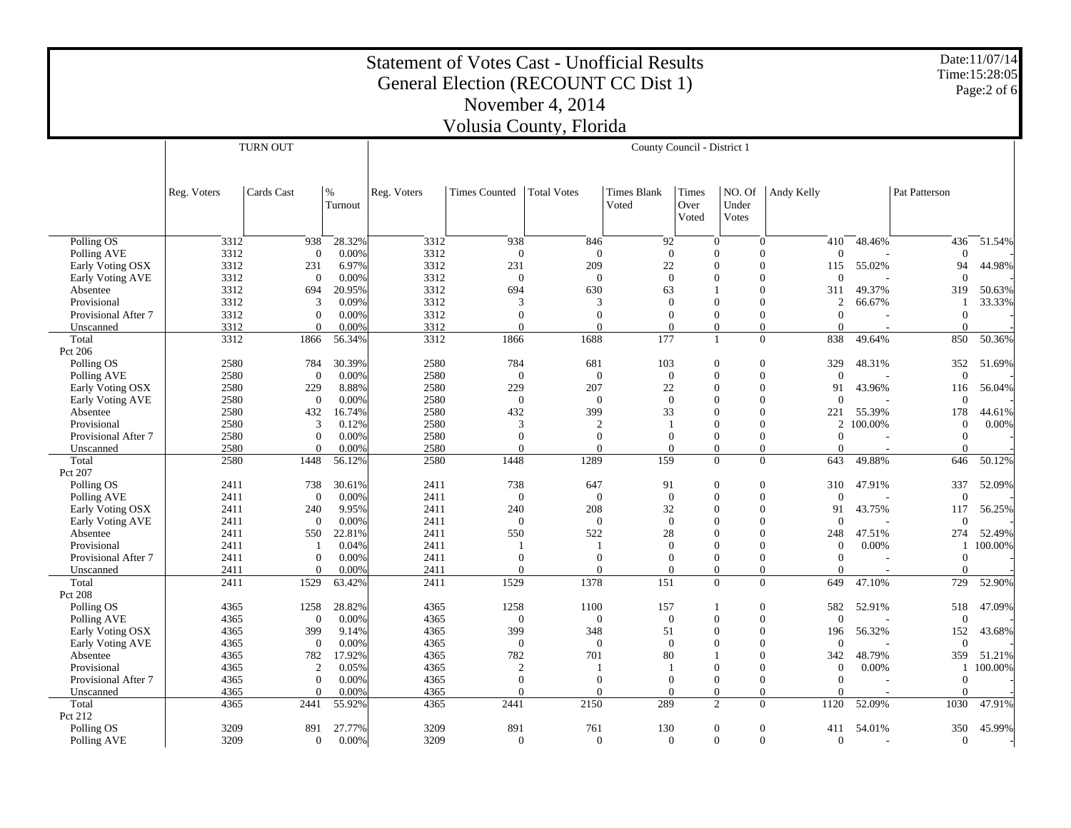# Statement of Votes Cast - Unofficial Results

## General Election (RECOUNT CC Dist 1)

## November 4, 2014

## Volusia County, Florida

Date:11/07/14
Time:15:28:05

| | TURN OUT | | | County Council - District 1 | | | | | | | | | |
|---|---|---|---|---|---|---|---|---|---|---|---|---|---|
| | Reg. Voters | Cards Cast | % Turnout | Reg. Voters | Times Counted | Total Votes | Times Blank Voted | Times Over Voted | NO. Of Under Votes | Andy Kelly | | Pat Patterson | |
| Polling OS | 3312 | 938 | 28.32% | 3312 | 938 | 846 | 92 | 0 | 0 | 410 | 48.46% | 436 | 51.54% |
| Polling AVE | 3312 | 0 | 0.00% | 3312 | 0 | 0 | 0 | 0 | 0 | 0 | - | 0 | - |
| Early Voting OSX | 3312 | 231 | 6.97% | 3312 | 231 | 209 | 22 | 0 | 0 | 115 | 55.02% | 94 | 44.98% |
| Early Voting AVE | 3312 | 0 | 0.00% | 3312 | 0 | 0 | 0 | 0 | 0 | 0 | - | 0 | - |
| Absentee | 3312 | 694 | 20.95% | 3312 | 694 | 630 | 63 | 1 | 0 | 311 | 49.37% | 319 | 50.63% |
| Provisional | 3312 | 3 | 0.09% | 3312 | 3 | 3 | 0 | 0 | 0 | 2 | 66.67% | 1 | 33.33% |
| Provisional After 7 | 3312 | 0 | 0.00% | 3312 | 0 | 0 | 0 | 0 | 0 | 0 | - | 0 | - |
| Unscanned | 3312 | 0 | 0.00% | 3312 | 0 | 0 | 0 | 0 | 0 | 0 | - | 0 | - |
| Total | 3312 | 1866 | 56.34% | 3312 | 1866 | 1688 | 177 | 1 | 0 | 838 | 49.64% | 850 | 50.36% |
| Pct 206 | | | | | | | | | | | | | |
| Polling OS | 2580 | 784 | 30.39% | 2580 | 784 | 681 | 103 | 0 | 0 | 329 | 48.31% | 352 | 51.69% |
| Polling AVE | 2580 | 0 | 0.00% | 2580 | 0 | 0 | 0 | 0 | 0 | 0 | - | 0 | - |
| Early Voting OSX | 2580 | 229 | 8.88% | 2580 | 229 | 207 | 22 | 0 | 0 | 91 | 43.96% | 116 | 56.04% |
| Early Voting AVE | 2580 | 0 | 0.00% | 2580 | 0 | 0 | 0 | 0 | 0 | 0 | - | 0 | - |
| Absentee | 2580 | 432 | 16.74% | 2580 | 432 | 399 | 33 | 0 | 0 | 221 | 55.39% | 178 | 44.61% |
| Provisional | 2580 | 3 | 0.12% | 2580 | 3 | 2 | 1 | 0 | 0 | 2 | 100.00% | 0 | 0.00% |
| Provisional After 7 | 2580 | 0 | 0.00% | 2580 | 0 | 0 | 0 | 0 | 0 | 0 | - | 0 | - |
| Unscanned | 2580 | 0 | 0.00% | 2580 | 0 | 0 | 0 | 0 | 0 | 0 | - | 0 | - |
| Total | 2580 | 1448 | 56.12% | 2580 | 1448 | 1289 | 159 | 0 | 0 | 643 | 49.88% | 646 | 50.12% |
| Pct 207 | | | | | | | | | | | | | |
| Polling OS | 2411 | 738 | 30.61% | 2411 | 738 | 647 | 91 | 0 | 0 | 310 | 47.91% | 337 | 52.09% |
| Polling AVE | 2411 | 0 | 0.00% | 2411 | 0 | 0 | 0 | 0 | 0 | 0 | - | 0 | - |
| Early Voting OSX | 2411 | 240 | 9.95% | 2411 | 240 | 208 | 32 | 0 | 0 | 91 | 43.75% | 117 | 56.25% |
| Early Voting AVE | 2411 | 0 | 0.00% | 2411 | 0 | 0 | 0 | 0 | 0 | 0 | - | 0 | - |
| Absentee | 2411 | 550 | 22.81% | 2411 | 550 | 522 | 28 | 0 | 0 | 248 | 47.51% | 274 | 52.49% |
| Provisional | 2411 | 1 | 0.04% | 2411 | 1 | 1 | 0 | 0 | 0 | 0 | 0.00% | 1 | 100.00% |
| Provisional After 7 | 2411 | 0 | 0.00% | 2411 | 0 | 0 | 0 | 0 | 0 | 0 | - | 0 | - |
| Unscanned | 2411 | 0 | 0.00% | 2411 | 0 | 0 | 0 | 0 | 0 | 0 | - | 0 | - |
| Total | 2411 | 1529 | 63.42% | 2411 | 1529 | 1378 | 151 | 0 | 0 | 649 | 47.10% | 729 | 52.90% |
| Pct 208 | | | | | | | | | | | | | |
| Polling OS | 4365 | 1258 | 28.82% | 4365 | 1258 | 1100 | 157 | 1 | 0 | 582 | 52.91% | 518 | 47.09% |
| Polling AVE | 4365 | 0 | 0.00% | 4365 | 0 | 0 | 0 | 0 | 0 | 0 | - | 0 | - |
| Early Voting OSX | 4365 | 399 | 9.14% | 4365 | 399 | 348 | 51 | 0 | 0 | 196 | 56.32% | 152 | 43.68% |
| Early Voting AVE | 4365 | 0 | 0.00% | 4365 | 0 | 0 | 0 | 0 | 0 | 0 | - | 0 | - |
| Absentee | 4365 | 782 | 17.92% | 4365 | 782 | 701 | 80 | 1 | 0 | 342 | 48.79% | 359 | 51.21% |
| Provisional | 4365 | 2 | 0.05% | 4365 | 2 | 1 | 1 | 0 | 0 | 0 | 0.00% | 1 | 100.00% |
| Provisional After 7 | 4365 | 0 | 0.00% | 4365 | 0 | 0 | 0 | 0 | 0 | 0 | - | 0 | - |
| Unscanned | 4365 | 0 | 0.00% | 4365 | 0 | 0 | 0 | 0 | 0 | 0 | - | 0 | - |
| Total | 4365 | 2441 | 55.92% | 4365 | 2441 | 2150 | 289 | 2 | 0 | 1120 | 52.09% | 1030 | 47.91% |
| Pct 212 | | | | | | | | | | | | | |
| Polling OS | 3209 | 891 | 27.77% | 3209 | 891 | 761 | 130 | 0 | 0 | 411 | 54.01% | 350 | 45.99% |
| Polling AVE | 3209 | 0 | 0.00% | 3209 | 0 | 0 | 0 | 0 | 0 | 0 | - | 0 | - |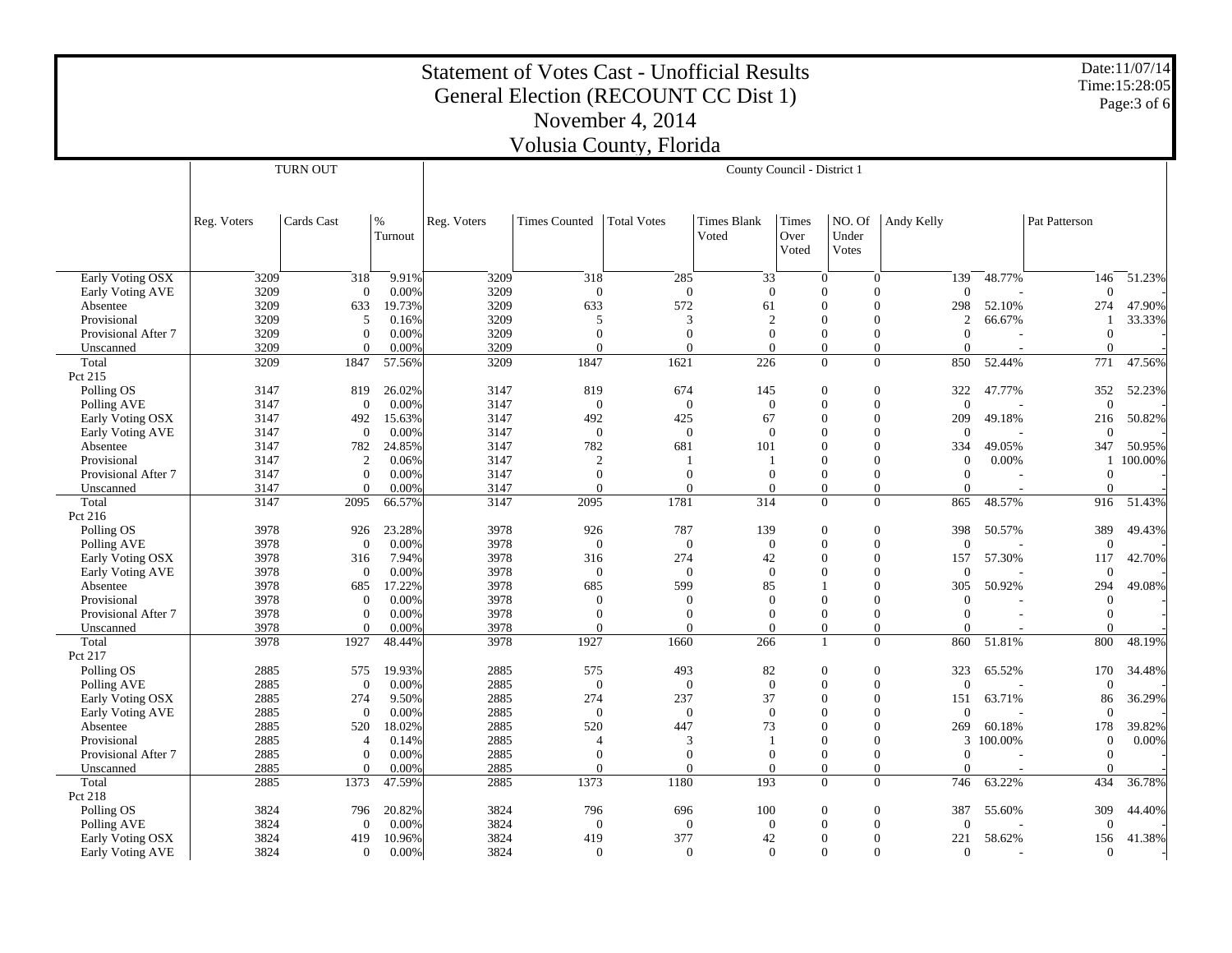# Statement of Votes Cast - Unofficial Results

## General Election (RECOUNT CC Dist 1)

## November 4, 2014

## Volusia County, Florida

Date:11/07/14
Time:15:28:05

| | TURN OUT | | | County Council - District 1 | | | | | | | | | |
|---|---|---|---|---|---|---|---|---|---|---|---|---|---|
| | Reg. Voters | Cards Cast | % Turnout | Reg. Voters | Times Counted | Total Votes | Times Blank Voted | Times Over Voted | NO. Of Under Votes | Andy Kelly | | Pat Patterson | |
| Early Voting OSX | 3209 | 318 | 9.91% | 3209 | 318 | 285 | 33 | 0 | 0 | 139 | 48.77% | 146 | 51.23% |
| Early Voting AVE | 3209 | 0 | 0.00% | 3209 | 0 | 0 | 0 | 0 | 0 | 0 | - | 0 | - |
| Absentee | 3209 | 633 | 19.73% | 3209 | 633 | 572 | 61 | 0 | 0 | 298 | 52.10% | 274 | 47.90% |
| Provisional | 3209 | 5 | 0.16% | 3209 | 5 | 3 | 2 | 0 | 0 | 2 | 66.67% | 1 | 33.33% |
| Provisional After 7 | 3209 | 0 | 0.00% | 3209 | 0 | 0 | 0 | 0 | 0 | 0 | - | 0 | - |
| Unscanned | 3209 | 0 | 0.00% | 3209 | 0 | 0 | 0 | 0 | 0 | 0 | - | 0 | - |
| Total | 3209 | 1847 | 57.56% | 3209 | 1847 | 1621 | 226 | 0 | 0 | 850 | 52.44% | 771 | 47.56% |
| Pct 215 | | | | | | | | | | | | | |
| Polling OS | 3147 | 819 | 26.02% | 3147 | 819 | 674 | 145 | 0 | 0 | 322 | 47.77% | 352 | 52.23% |
| Polling AVE | 3147 | 0 | 0.00% | 3147 | 0 | 0 | 0 | 0 | 0 | 0 | - | 0 | - |
| Early Voting OSX | 3147 | 492 | 15.63% | 3147 | 492 | 425 | 67 | 0 | 0 | 209 | 49.18% | 216 | 50.82% |
| Early Voting AVE | 3147 | 0 | 0.00% | 3147 | 0 | 0 | 0 | 0 | 0 | 0 | - | 0 | - |
| Absentee | 3147 | 782 | 24.85% | 3147 | 782 | 681 | 101 | 0 | 0 | 334 | 49.05% | 347 | 50.95% |
| Provisional | 3147 | 2 | 0.06% | 3147 | 2 | 1 | 1 | 0 | 0 | 0 | 0.00% | 1 | 100.00% |
| Provisional After 7 | 3147 | 0 | 0.00% | 3147 | 0 | 0 | 0 | 0 | 0 | 0 | - | 0 | - |
| Unscanned | 3147 | 0 | 0.00% | 3147 | 0 | 0 | 0 | 0 | 0 | 0 | - | 0 | - |
| Total | 3147 | 2095 | 66.57% | 3147 | 2095 | 1781 | 314 | 0 | 0 | 865 | 48.57% | 916 | 51.43% |
| Pct 216 | | | | | | | | | | | | | |
| Polling OS | 3978 | 926 | 23.28% | 3978 | 926 | 787 | 139 | 0 | 0 | 398 | 50.57% | 389 | 49.43% |
| Polling AVE | 3978 | 0 | 0.00% | 3978 | 0 | 0 | 0 | 0 | 0 | 0 | - | 0 | - |
| Early Voting OSX | 3978 | 316 | 7.94% | 3978 | 316 | 274 | 42 | 0 | 0 | 157 | 57.30% | 117 | 42.70% |
| Early Voting AVE | 3978 | 0 | 0.00% | 3978 | 0 | 0 | 0 | 0 | 0 | 0 | - | 0 | - |
| Absentee | 3978 | 685 | 17.22% | 3978 | 685 | 599 | 85 | 1 | 0 | 305 | 50.92% | 294 | 49.08% |
| Provisional | 3978 | 0 | 0.00% | 3978 | 0 | 0 | 0 | 0 | 0 | 0 | - | 0 | - |
| Provisional After 7 | 3978 | 0 | 0.00% | 3978 | 0 | 0 | 0 | 0 | 0 | 0 | - | 0 | - |
| Unscanned | 3978 | 0 | 0.00% | 3978 | 0 | 0 | 0 | 0 | 0 | 0 | - | 0 | - |
| Total | 3978 | 1927 | 48.44% | 3978 | 1927 | 1660 | 266 | 1 | 0 | 860 | 51.81% | 800 | 48.19% |
| Pct 217 | | | | | | | | | | | | | |
| Polling OS | 2885 | 575 | 19.93% | 2885 | 575 | 493 | 82 | 0 | 0 | 323 | 65.52% | 170 | 34.48% |
| Polling AVE | 2885 | 0 | 0.00% | 2885 | 0 | 0 | 0 | 0 | 0 | 0 | - | 0 | - |
| Early Voting OSX | 2885 | 274 | 9.50% | 2885 | 274 | 237 | 37 | 0 | 0 | 151 | 63.71% | 86 | 36.29% |
| Early Voting AVE | 2885 | 0 | 0.00% | 2885 | 0 | 0 | 0 | 0 | 0 | 0 | - | 0 | - |
| Absentee | 2885 | 520 | 18.02% | 2885 | 520 | 447 | 73 | 0 | 0 | 269 | 60.18% | 178 | 39.82% |
| Provisional | 2885 | 4 | 0.14% | 2885 | 4 | 3 | 1 | 0 | 0 | 3 | 100.00% | 0 | 0.00% |
| Provisional After 7 | 2885 | 0 | 0.00% | 2885 | 0 | 0 | 0 | 0 | 0 | 0 | - | 0 | - |
| Unscanned | 2885 | 0 | 0.00% | 2885 | 0 | 0 | 0 | 0 | 0 | 0 | - | 0 | - |
| Total | 2885 | 1373 | 47.59% | 2885 | 1373 | 1180 | 193 | 0 | 0 | 746 | 63.22% | 434 | 36.78% |
| Pct 218 | | | | | | | | | | | | | |
| Polling OS | 3824 | 796 | 20.82% | 3824 | 796 | 696 | 100 | 0 | 0 | 387 | 55.60% | 309 | 44.40% |
| Polling AVE | 3824 | 0 | 0.00% | 3824 | 0 | 0 | 0 | 0 | 0 | 0 | - | 0 | - |
| Early Voting OSX | 3824 | 419 | 10.96% | 3824 | 419 | 377 | 42 | 0 | 0 | 221 | 58.62% | 156 | 41.38% |
| Early Voting AVE | 3824 | 0 | 0.00% | 3824 | 0 | 0 | 0 | 0 | 0 | 0 | - | 0 | - |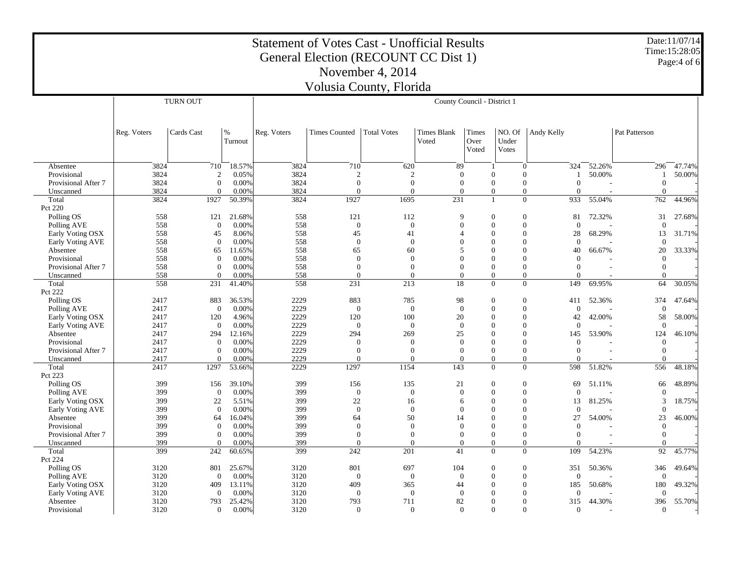# Statement of Votes Cast - Unofficial Results
## General Election (RECOUNT CC Dist 1)
## November 4, 2014
## Volusia County, Florida

Date:11/07/14
Time:15:28:05

| | TURN OUT | | | County Council - District 1 | | | | | | | | | |
|---|---|---|---|---|---|---|---|---|---|---|---|---|---|
| | Reg. Voters | Cards Cast | % Turnout | Reg. Voters | Times Counted | Total Votes | Times Blank Voted | Times Over Voted | NO. Of Under Votes | Andy Kelly | | Pat Patterson | |
| Absentee | 3824 | 710 | 18.57% | 3824 | 710 | 620 | 89 | 1 | 0 | 324 | 52.26% | 296 | 47.74% |
| Provisional | 3824 | 2 | 0.05% | 3824 | 2 | 2 | 0 | 0 | 0 | 1 | 50.00% | 1 | 50.00% |
| Provisional After 7 | 3824 | 0 | 0.00% | 3824 | 0 | 0 | 0 | 0 | 0 | 0 | - | 0 | - |
| Unscanned | 3824 | 0 | 0.00% | 3824 | 0 | 0 | 0 | 0 | 0 | 0 | - | 0 | - |
| Total | 3824 | 1927 | 50.39% | 3824 | 1927 | 1695 | 231 | 1 | 0 | 933 | 55.04% | 762 | 44.96% |
| Pct 220 | | | | | | | | | | | | | |
| Polling OS | 558 | 121 | 21.68% | 558 | 121 | 112 | 9 | 0 | 0 | 81 | 72.32% | 31 | 27.68% |
| Polling AVE | 558 | 0 | 0.00% | 558 | 0 | 0 | 0 | 0 | 0 | 0 | - | 0 | - |
| Early Voting OSX | 558 | 45 | 8.06% | 558 | 45 | 41 | 4 | 0 | 0 | 28 | 68.29% | 13 | 31.71% |
| Early Voting AVE | 558 | 0 | 0.00% | 558 | 0 | 0 | 0 | 0 | 0 | 0 | - | 0 | - |
| Absentee | 558 | 65 | 11.65% | 558 | 65 | 60 | 5 | 0 | 0 | 40 | 66.67% | 20 | 33.33% |
| Provisional | 558 | 0 | 0.00% | 558 | 0 | 0 | 0 | 0 | 0 | 0 | - | 0 | - |
| Provisional After 7 | 558 | 0 | 0.00% | 558 | 0 | 0 | 0 | 0 | 0 | 0 | - | 0 | - |
| Unscanned | 558 | 0 | 0.00% | 558 | 0 | 0 | 0 | 0 | 0 | 0 | - | 0 | - |
| Total | 558 | 231 | 41.40% | 558 | 231 | 213 | 18 | 0 | 0 | 149 | 69.95% | 64 | 30.05% |
| Pct 222 | | | | | | | | | | | | | |
| Polling OS | 2417 | 883 | 36.53% | 2229 | 883 | 785 | 98 | 0 | 0 | 411 | 52.36% | 374 | 47.64% |
| Polling AVE | 2417 | 0 | 0.00% | 2229 | 0 | 0 | 0 | 0 | 0 | 0 | - | 0 | - |
| Early Voting OSX | 2417 | 120 | 4.96% | 2229 | 120 | 100 | 20 | 0 | 0 | 42 | 42.00% | 58 | 58.00% |
| Early Voting AVE | 2417 | 0 | 0.00% | 2229 | 0 | 0 | 0 | 0 | 0 | 0 | - | 0 | - |
| Absentee | 2417 | 294 | 12.16% | 2229 | 294 | 269 | 25 | 0 | 0 | 145 | 53.90% | 124 | 46.10% |
| Provisional | 2417 | 0 | 0.00% | 2229 | 0 | 0 | 0 | 0 | 0 | 0 | - | 0 | - |
| Provisional After 7 | 2417 | 0 | 0.00% | 2229 | 0 | 0 | 0 | 0 | 0 | 0 | - | 0 | - |
| Unscanned | 2417 | 0 | 0.00% | 2229 | 0 | 0 | 0 | 0 | 0 | 0 | - | 0 | - |
| Total | 2417 | 1297 | 53.66% | 2229 | 1297 | 1154 | 143 | 0 | 0 | 598 | 51.82% | 556 | 48.18% |
| Pct 223 | | | | | | | | | | | | | |
| Polling OS | 399 | 156 | 39.10% | 399 | 156 | 135 | 21 | 0 | 0 | 69 | 51.11% | 66 | 48.89% |
| Polling AVE | 399 | 0 | 0.00% | 399 | 0 | 0 | 0 | 0 | 0 | 0 | - | 0 | - |
| Early Voting OSX | 399 | 22 | 5.51% | 399 | 22 | 16 | 6 | 0 | 0 | 13 | 81.25% | 3 | 18.75% |
| Early Voting AVE | 399 | 0 | 0.00% | 399 | 0 | 0 | 0 | 0 | 0 | 0 | - | 0 | - |
| Absentee | 399 | 64 | 16.04% | 399 | 64 | 50 | 14 | 0 | 0 | 27 | 54.00% | 23 | 46.00% |
| Provisional | 399 | 0 | 0.00% | 399 | 0 | 0 | 0 | 0 | 0 | 0 | - | 0 | - |
| Provisional After 7 | 399 | 0 | 0.00% | 399 | 0 | 0 | 0 | 0 | 0 | 0 | - | 0 | - |
| Unscanned | 399 | 0 | 0.00% | 399 | 0 | 0 | 0 | 0 | 0 | 0 | - | 0 | - |
| Total | 399 | 242 | 60.65% | 399 | 242 | 201 | 41 | 0 | 0 | 109 | 54.23% | 92 | 45.77% |
| Pct 224 | | | | | | | | | | | | | |
| Polling OS | 3120 | 801 | 25.67% | 3120 | 801 | 697 | 104 | 0 | 0 | 351 | 50.36% | 346 | 49.64% |
| Polling AVE | 3120 | 0 | 0.00% | 3120 | 0 | 0 | 0 | 0 | 0 | 0 | - | 0 | - |
| Early Voting OSX | 3120 | 409 | 13.11% | 3120 | 409 | 365 | 44 | 0 | 0 | 185 | 50.68% | 180 | 49.32% |
| Early Voting AVE | 3120 | 0 | 0.00% | 3120 | 0 | 0 | 0 | 0 | 0 | 0 | - | 0 | - |
| Absentee | 3120 | 793 | 25.42% | 3120 | 793 | 711 | 82 | 0 | 0 | 315 | 44.30% | 396 | 55.70% |
| Provisional | 3120 | 0 | 0.00% | 3120 | 0 | 0 | 0 | 0 | 0 | 0 | - | 0 | - |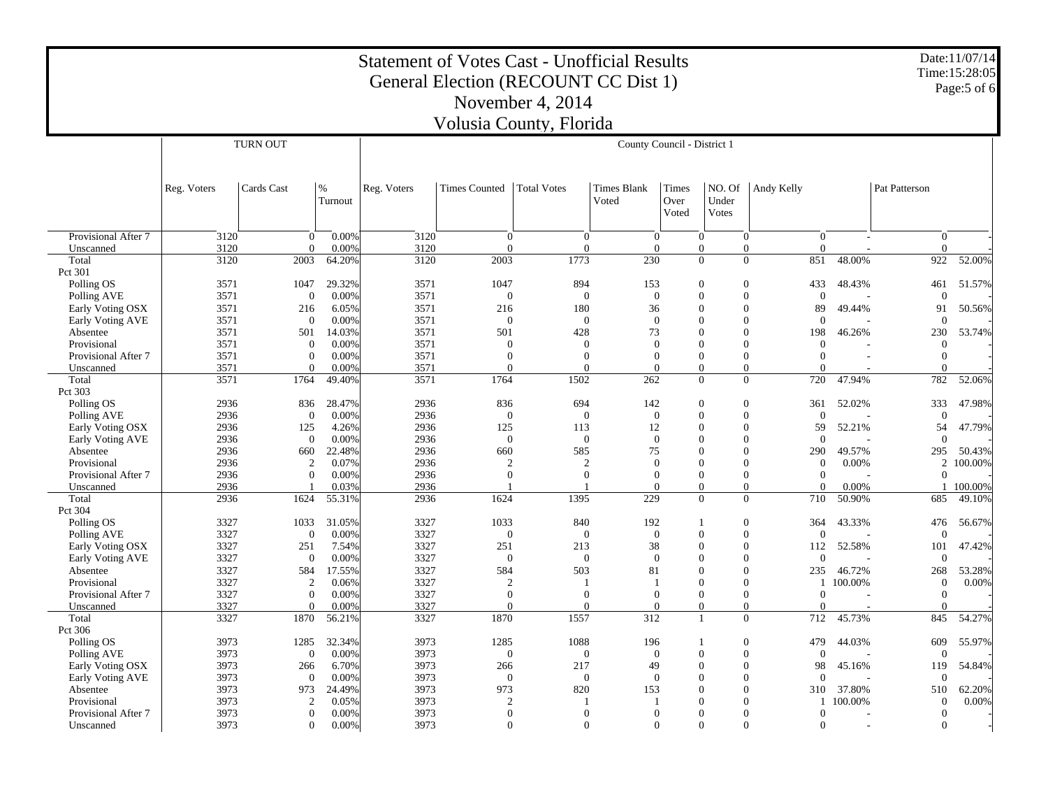# Statement of Votes Cast - Unofficial Results
## General Election (RECOUNT CC Dist 1)
## November 4, 2014
## Volusia County, Florida

Date:11/07/14
Time:15:28:05

| | TURN OUT | | | County Council - District 1 | | | | | | | | | |
|---|---|---|---|---|---|---|---|---|---|---|---|---|---|
| | Reg. Voters | Cards Cast | % Turnout | Reg. Voters | Times Counted | Total Votes | Times Blank Voted | Times Over Voted | NO. Of Under Votes | Andy Kelly | | Pat Patterson | |
| Provisional After 7 | 3120 | 0 | 0.00% | 3120 | 0 | 0 | 0 | 0 | 0 | 0 | - | 0 | - |
| Unscanned | 3120 | 0 | 0.00% | 3120 | 0 | 0 | 0 | 0 | 0 | 0 | - | 0 | - |
| Total | 3120 | 2003 | 64.20% | 3120 | 2003 | 1773 | 230 | 0 | 0 | 851 | 48.00% | 922 | 52.00% |
| Pct 301 | | | | | | | | | | | | | |
| Polling OS | 3571 | 1047 | 29.32% | 3571 | 1047 | 894 | 153 | 0 | 0 | 433 | 48.43% | 461 | 51.57% |
| Polling AVE | 3571 | 0 | 0.00% | 3571 | 0 | 0 | 0 | 0 | 0 | 0 | - | 0 | - |
| Early Voting OSX | 3571 | 216 | 6.05% | 3571 | 216 | 180 | 36 | 0 | 0 | 89 | 49.44% | 91 | 50.56% |
| Early Voting AVE | 3571 | 0 | 0.00% | 3571 | 0 | 0 | 0 | 0 | 0 | 0 | - | 0 | - |
| Absentee | 3571 | 501 | 14.03% | 3571 | 501 | 428 | 73 | 0 | 0 | 198 | 46.26% | 230 | 53.74% |
| Provisional | 3571 | 0 | 0.00% | 3571 | 0 | 0 | 0 | 0 | 0 | 0 | - | 0 | - |
| Provisional After 7 | 3571 | 0 | 0.00% | 3571 | 0 | 0 | 0 | 0 | 0 | 0 | - | 0 | - |
| Unscanned | 3571 | 0 | 0.00% | 3571 | 0 | 0 | 0 | 0 | 0 | 0 | - | 0 | - |
| Total | 3571 | 1764 | 49.40% | 3571 | 1764 | 1502 | 262 | 0 | 0 | 720 | 47.94% | 782 | 52.06% |
| Pct 303 | | | | | | | | | | | | | |
| Polling OS | 2936 | 836 | 28.47% | 2936 | 836 | 694 | 142 | 0 | 0 | 361 | 52.02% | 333 | 47.98% |
| Polling AVE | 2936 | 0 | 0.00% | 2936 | 0 | 0 | 0 | 0 | 0 | 0 | - | 0 | - |
| Early Voting OSX | 2936 | 125 | 4.26% | 2936 | 125 | 113 | 12 | 0 | 0 | 59 | 52.21% | 54 | 47.79% |
| Early Voting AVE | 2936 | 0 | 0.00% | 2936 | 0 | 0 | 0 | 0 | 0 | 0 | - | 0 | - |
| Absentee | 2936 | 660 | 22.48% | 2936 | 660 | 585 | 75 | 0 | 0 | 290 | 49.57% | 295 | 50.43% |
| Provisional | 2936 | 2 | 0.07% | 2936 | 2 | 2 | 0 | 0 | 0 | 0 | 0.00% | 2 | 100.00% |
| Provisional After 7 | 2936 | 0 | 0.00% | 2936 | 0 | 0 | 0 | 0 | 0 | 0 | - | 0 | - |
| Unscanned | 2936 | 1 | 0.03% | 2936 | 1 | 1 | 0 | 0 | 0 | 0 | 0.00% | 1 | 100.00% |
| Total | 2936 | 1624 | 55.31% | 2936 | 1624 | 1395 | 229 | 0 | 0 | 710 | 50.90% | 685 | 49.10% |
| Pct 304 | | | | | | | | | | | | | |
| Polling OS | 3327 | 1033 | 31.05% | 3327 | 1033 | 840 | 192 | 1 | 0 | 364 | 43.33% | 476 | 56.67% |
| Polling AVE | 3327 | 0 | 0.00% | 3327 | 0 | 0 | 0 | 0 | 0 | 0 | - | 0 | - |
| Early Voting OSX | 3327 | 251 | 7.54% | 3327 | 251 | 213 | 38 | 0 | 0 | 112 | 52.58% | 101 | 47.42% |
| Early Voting AVE | 3327 | 0 | 0.00% | 3327 | 0 | 0 | 0 | 0 | 0 | 0 | - | 0 | - |
| Absentee | 3327 | 584 | 17.55% | 3327 | 584 | 503 | 81 | 0 | 0 | 235 | 46.72% | 268 | 53.28% |
| Provisional | 3327 | 2 | 0.06% | 3327 | 2 | 1 | 1 | 0 | 0 | 1 | 100.00% | 0 | 0.00% |
| Provisional After 7 | 3327 | 0 | 0.00% | 3327 | 0 | 0 | 0 | 0 | 0 | 0 | - | 0 | - |
| Unscanned | 3327 | 0 | 0.00% | 3327 | 0 | 0 | 0 | 0 | 0 | 0 | - | 0 | - |
| Total | 3327 | 1870 | 56.21% | 3327 | 1870 | 1557 | 312 | 1 | 0 | 712 | 45.73% | 845 | 54.27% |
| Pct 306 | | | | | | | | | | | | | |
| Polling OS | 3973 | 1285 | 32.34% | 3973 | 1285 | 1088 | 196 | 1 | 0 | 479 | 44.03% | 609 | 55.97% |
| Polling AVE | 3973 | 0 | 0.00% | 3973 | 0 | 0 | 0 | 0 | 0 | 0 | - | 0 | - |
| Early Voting OSX | 3973 | 266 | 6.70% | 3973 | 266 | 217 | 49 | 0 | 0 | 98 | 45.16% | 119 | 54.84% |
| Early Voting AVE | 3973 | 0 | 0.00% | 3973 | 0 | 0 | 0 | 0 | 0 | 0 | - | 0 | - |
| Absentee | 3973 | 973 | 24.49% | 3973 | 973 | 820 | 153 | 0 | 0 | 310 | 37.80% | 510 | 62.20% |
| Provisional | 3973 | 2 | 0.05% | 3973 | 2 | 1 | 1 | 0 | 0 | 1 | 100.00% | 0 | 0.00% |
| Provisional After 7 | 3973 | 0 | 0.00% | 3973 | 0 | 0 | 0 | 0 | 0 | 0 | - | 0 | - |
| Unscanned | 3973 | 0 | 0.00% | 3973 | 0 | 0 | 0 | 0 | 0 | 0 | - | 0 | - |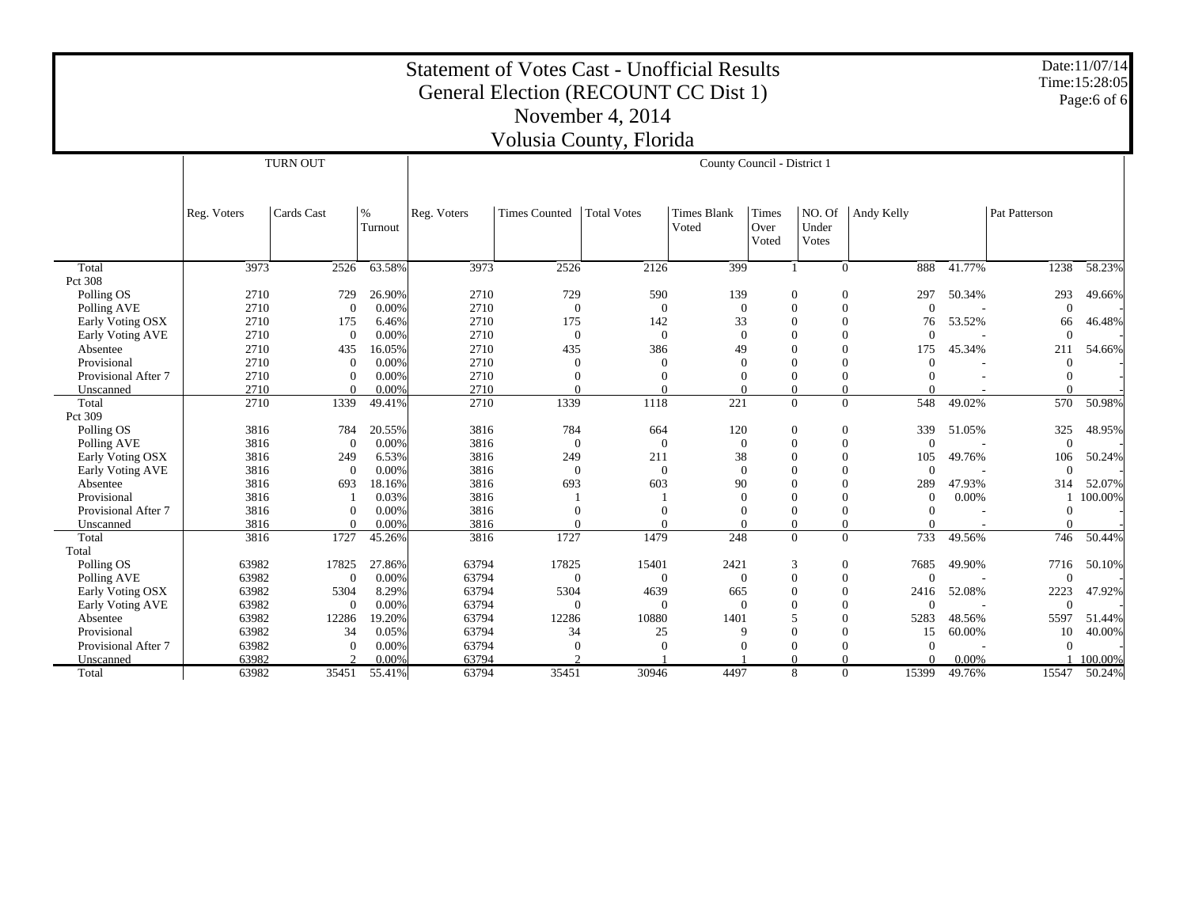# Statement of Votes Cast - Unofficial Results
## General Election (RECOUNT CC Dist 1)
## November 4, 2014
## Volusia County, Florida

Date:11/07/14
Time:15:28:05

| | TURN OUT | | | County Council - District 1 | | | | | | | | | |
|---|---|---|---|---|---|---|---|---|---|---|---|---|---|
| | Reg. Voters | Cards Cast | % Turnout | Reg. Voters | Times Counted | Total Votes | Times Blank Voted | Times Over Voted | NO. Of Under Votes | Andy Kelly | | Pat Patterson | |
| Total | 3973 | 2526 | 63.58% | 3973 | 2526 | 2126 | 399 | 1 | 0 | 888 | 41.77% | 1238 | 58.23% |
| Pct 308 | | | | | | | | | | | | | |
| Polling OS | 2710 | 729 | 26.90% | 2710 | 729 | 590 | 139 | 0 | 0 | 297 | 50.34% | 293 | 49.66% |
| Polling AVE | 2710 | 0 | 0.00% | 2710 | 0 | 0 | 0 | 0 | 0 | 0 | - | 0 | - |
| Early Voting OSX | 2710 | 175 | 6.46% | 2710 | 175 | 142 | 33 | 0 | 0 | 76 | 53.52% | 66 | 46.48% |
| Early Voting AVE | 2710 | 0 | 0.00% | 2710 | 0 | 0 | 0 | 0 | 0 | 0 | - | 0 | - |
| Absentee | 2710 | 435 | 16.05% | 2710 | 435 | 386 | 49 | 0 | 0 | 175 | 45.34% | 211 | 54.66% |
| Provisional | 2710 | 0 | 0.00% | 2710 | 0 | 0 | 0 | 0 | 0 | 0 | - | 0 | - |
| Provisional After 7 | 2710 | 0 | 0.00% | 2710 | 0 | 0 | 0 | 0 | 0 | 0 | - | 0 | - |
| Unscanned | 2710 | 0 | 0.00% | 2710 | 0 | 0 | 0 | 0 | 0 | 0 | - | 0 | - |
| Total | 2710 | 1339 | 49.41% | 2710 | 1339 | 1118 | 221 | 0 | 0 | 548 | 49.02% | 570 | 50.98% |
| Pct 309 | | | | | | | | | | | | | |
| Polling OS | 3816 | 784 | 20.55% | 3816 | 784 | 664 | 120 | 0 | 0 | 339 | 51.05% | 325 | 48.95% |
| Polling AVE | 3816 | 0 | 0.00% | 3816 | 0 | 0 | 0 | 0 | 0 | 0 | - | 0 | - |
| Early Voting OSX | 3816 | 249 | 6.53% | 3816 | 249 | 211 | 38 | 0 | 0 | 105 | 49.76% | 106 | 50.24% |
| Early Voting AVE | 3816 | 0 | 0.00% | 3816 | 0 | 0 | 0 | 0 | 0 | 0 | - | 0 | - |
| Absentee | 3816 | 693 | 18.16% | 3816 | 693 | 603 | 90 | 0 | 0 | 289 | 47.93% | 314 | 52.07% |
| Provisional | 3816 | 1 | 0.03% | 3816 | 1 | 1 | 0 | 0 | 0 | 0 | 0.00% | 1 | 100.00% |
| Provisional After 7 | 3816 | 0 | 0.00% | 3816 | 0 | 0 | 0 | 0 | 0 | 0 | - | 0 | - |
| Unscanned | 3816 | 0 | 0.00% | 3816 | 0 | 0 | 0 | 0 | 0 | 0 | - | 0 | - |
| Total | 3816 | 1727 | 45.26% | 3816 | 1727 | 1479 | 248 | 0 | 0 | 733 | 49.56% | 746 | 50.44% |
| Total | | | | | | | | | | | | | |
| Polling OS | 63982 | 17825 | 27.86% | 63794 | 17825 | 15401 | 2421 | 3 | 0 | 7685 | 49.90% | 7716 | 50.10% |
| Polling AVE | 63982 | 0 | 0.00% | 63794 | 0 | 0 | 0 | 0 | 0 | 0 | - | 0 | - |
| Early Voting OSX | 63982 | 5304 | 8.29% | 63794 | 5304 | 4639 | 665 | 0 | 0 | 2416 | 52.08% | 2223 | 47.92% |
| Early Voting AVE | 63982 | 0 | 0.00% | 63794 | 0 | 0 | 0 | 0 | 0 | 0 | - | 0 | - |
| Absentee | 63982 | 12286 | 19.20% | 63794 | 12286 | 10880 | 1401 | 5 | 0 | 5283 | 48.56% | 5597 | 51.44% |
| Provisional | 63982 | 34 | 0.05% | 63794 | 34 | 25 | 9 | 0 | 0 | 15 | 60.00% | 10 | 40.00% |
| Provisional After 7 | 63982 | 0 | 0.00% | 63794 | 0 | 0 | 0 | 0 | 0 | 0 | - | 0 | - |
| Unscanned | 63982 | 2 | 0.00% | 63794 | 2 | 1 | 1 | 0 | 0 | 0 | 0.00% | 1 | 100.00% |
| Total | 63982 | 35451 | 55.41% | 63794 | 35451 | 30946 | 4497 | 8 | 0 | 15399 | 49.76% | 15547 | 50.24% |